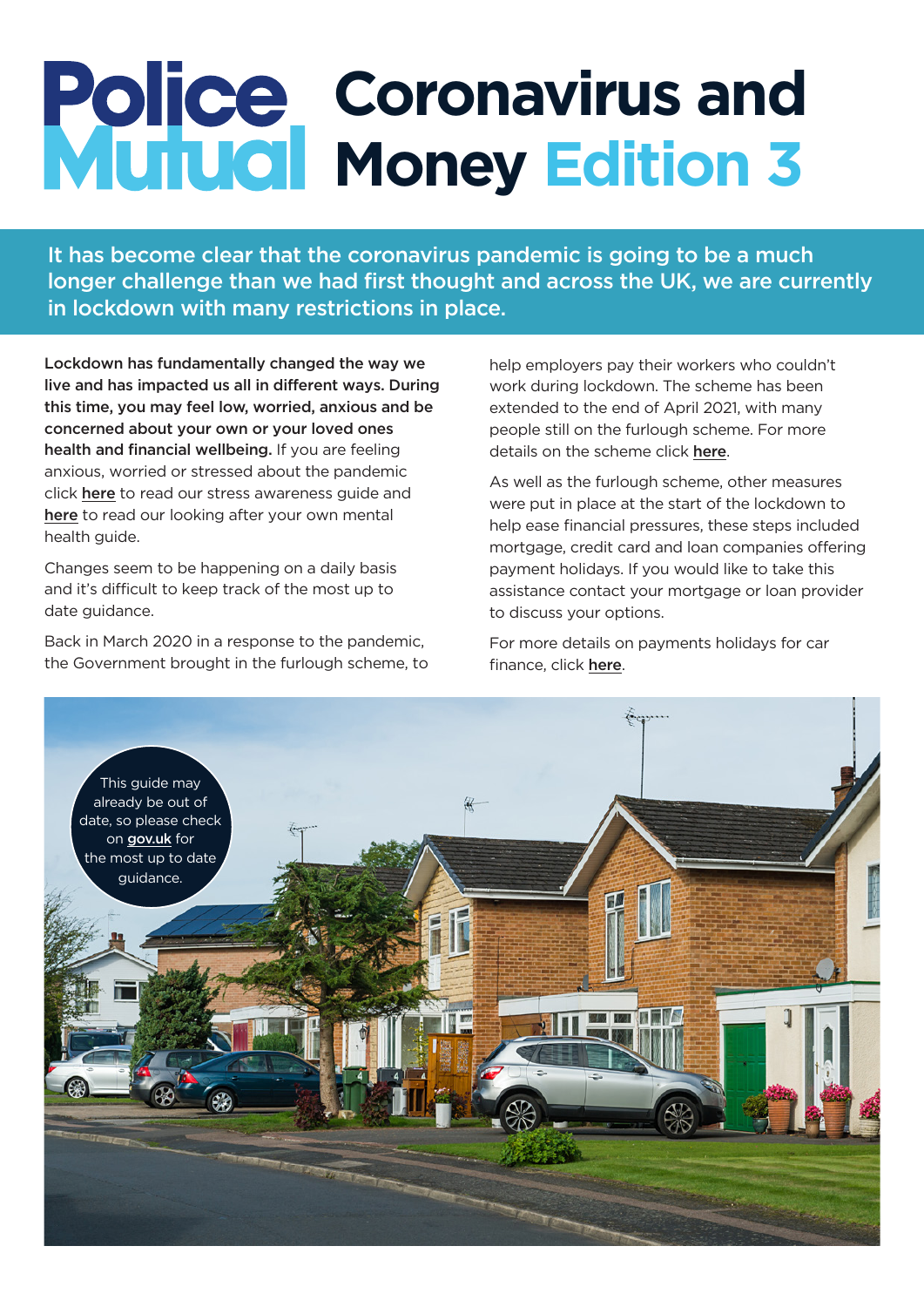# Police Mutual Coronavirus and Money Edition 3

**It has become clear that the coronavirus pandemic is going to be a much longer challenge than we had first thought and across the UK, we are currently in lockdown with many restrictions in place.**

**Lockdown has fundamentally changed the way we live and has impacted us all in different ways. During this time, you may feel low, worried, anxious and be concerned about your own or your loved ones health and financial wellbeing.** If you are feeling anxious, worried or stressed about the pandemic click **here** to read our stress awareness guide and **here** to read our looking after your own mental health guide.

Changes seem to be happening on a daily basis and it's difficult to keep track of the most up to date guidance.

Back in March 2020 in a response to the pandemic, the Government brought in the furlough scheme, to help employers pay their workers who couldn't work during lockdown. The scheme has been extended to the end of April 2021, with many people still on the furlough scheme. For more details on the scheme click **here**.

As well as the furlough scheme, other measures were put in place at the start of the lockdown to help ease financial pressures, these steps included mortgage, credit card and loan companies offering payment holidays. If you would like to take this assistance contact your mortgage or loan provider to discuss your options.

For more details on payments holidays for car finance, click **here**.

This guide may already be out of date, so please check on **gov.uk** for the most up to date guidance.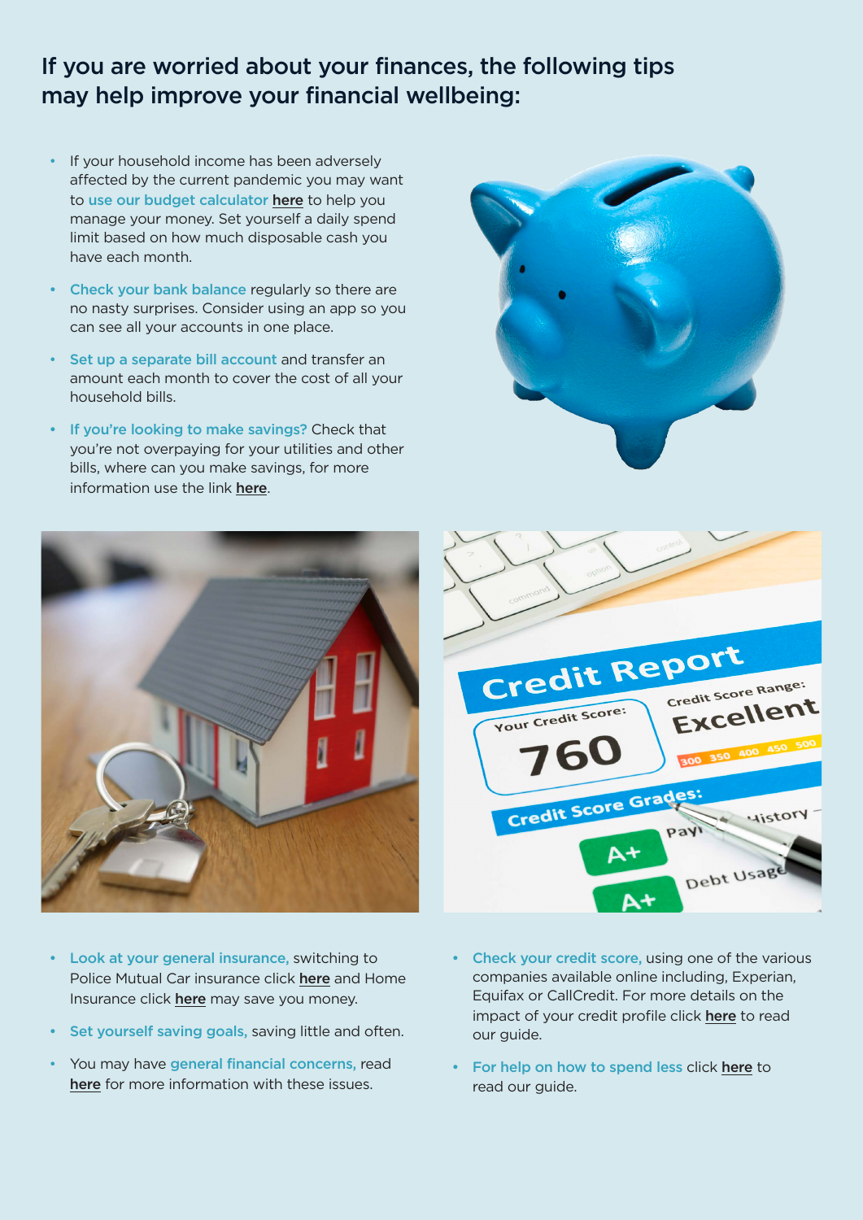## If you are worried about your finances, the following tips may help improve your financial wellbeing:

- If your household income has been adversely affected by the current pandemic you may want to use our budget calculator **here** to help you manage your money. Set yourself a daily spend limit based on how much disposable cash you have each month.
- Check your bank balance regularly so there are no nasty surprises. Consider using an app so you can see all your accounts in one place.
- Set up a separate bill account and transfer an amount each month to cover the cost of all your household bills.
- If you're looking to make savings? Check that you're not overpaying for your utilities and other bills, where can you make savings, for more information use the link **here**.
- Look at your general insurance, switching to Police Mutual Car insurance click **here** and Home Insurance click **here** may save you money.
- Set yourself saving goals, saving little and often.
- You may have general financial concerns, read **here** for more information with these issues.
- Check your credit score, using one of the various companies available online including, Experian, Equifax or CallCredit. For more details on the impact of your credit profile click **here** to read our guide.
- For help on how to spend less click **here** to read our guide.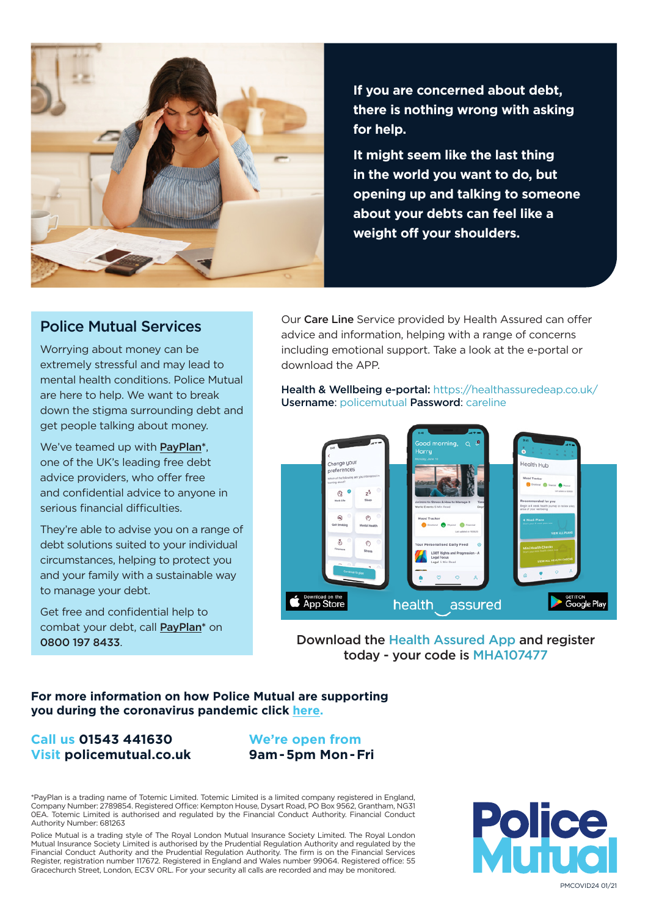**If you are concerned about debt, there is nothing wrong with asking for help.**

**It might seem like the last thing in the world you want to do, but opening up and talking to someone about your debts can feel like a weight off your shoulders.**

## Police Mutual Services

Worrying about money can be extremely stressful and may lead to mental health conditions. Police Mutual are here to help. We want to break down the stigma surrounding debt and get people talking about money.

We've teamed up with **PayPlan***, one of the UK's leading free debt advice providers, who offer free and confidential advice to anyone in serious financial difficulties.

They're able to advise you on a range of debt solutions suited to your individual circumstances, helping to protect you and your family with a sustainable way to manage your debt.

Get free and confidential help to combat your debt, call **PayPlan*** on **0800 197 8433**.

Our **Care Line** Service provided by Health Assured can offer advice and information, helping with a range of concerns including emotional support. Take a look at the e-portal or download the APP.

**Health & Wellbeing e-portal:** https://healthassuredeap.co.uk/
**Username**: policemutual **Password**: careline

Download on the App Store

health assured

GET IT ON Google Play

Download the Health Assured App and register today - your code is MHA107477

**For more information on how Police Mutual are supporting you during the coronavirus pandemic click here.**

**Call us 01543 441630**
**Visit policemutual.co.uk**

**We're open from 9am-5pm Mon-Fri**

*PayPlan is a trading name of Totemic Limited. Totemic Limited is a limited company registered in England, Company Number: 2789854. Registered Office: Kempton House, Dysart Road, PO Box 9562, Grantham, NG31 0EA. Totemic Limited is authorised and regulated by the Financial Conduct Authority. Financial Conduct Authority Number: 681263

Police Mutual is a trading style of The Royal London Mutual Insurance Society Limited. The Royal London Mutual Insurance Society Limited is authorised by the Prudential Regulation Authority and regulated by the Financial Conduct Authority and the Prudential Regulation Authority. The firm is on the Financial Services Register, registration number 117672. Registered in England and Wales number 99064. Registered office: 55 Gracechurch Street, London, EC3V 0RL. For your security all calls are recorded and may be monitored.

Police Mutual

PMCOVID24 01/21